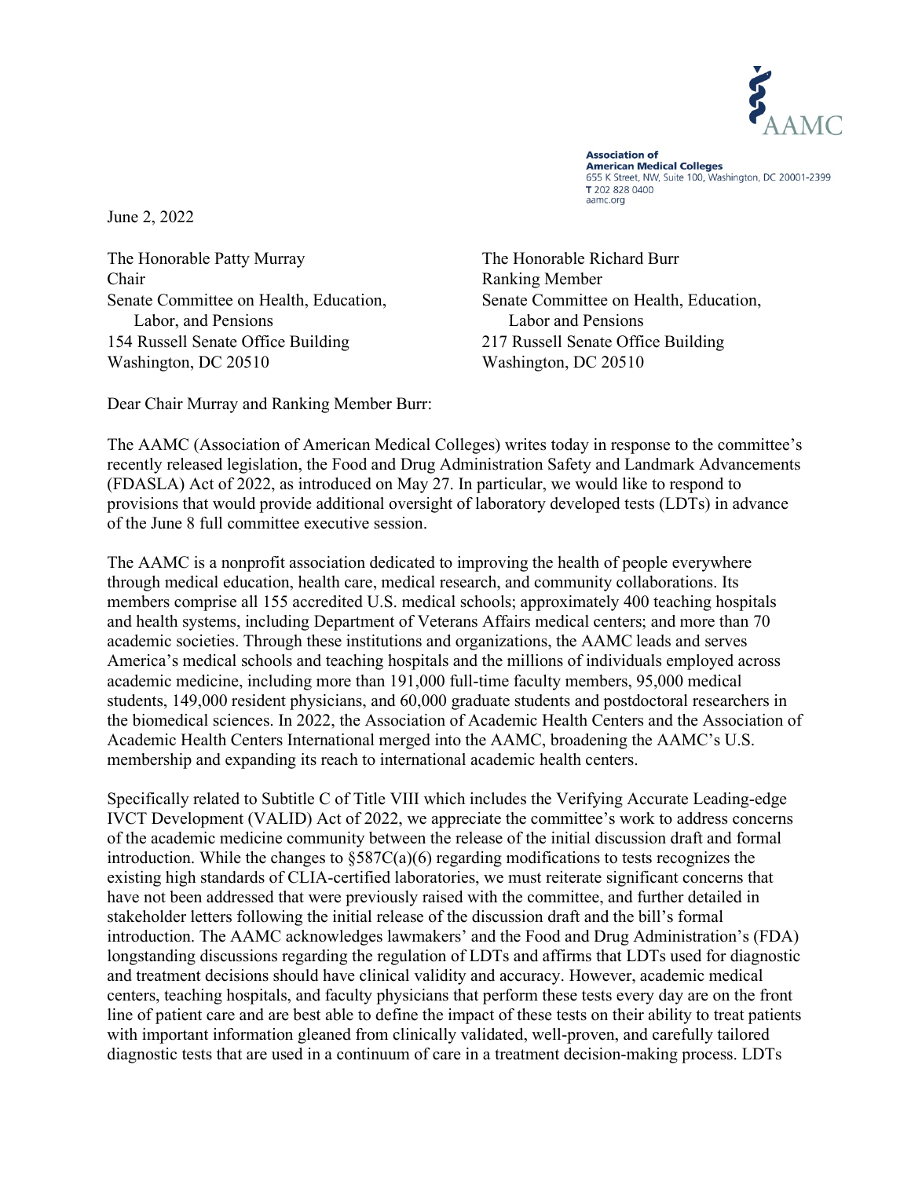AAMC

**Association of American Medical Colleges**
655 K Street, NW, Suite 100, Washington, DC 20001-2399
T 202 828 0400
aamc.org

June 2, 2022

The Honorable Patty Murray
Chair
Senate Committee on Health, Education, Labor, and Pensions
154 Russell Senate Office Building
Washington, DC 20510

The Honorable Richard Burr
Ranking Member
Senate Committee on Health, Education, Labor and Pensions
217 Russell Senate Office Building
Washington, DC 20510

Dear Chair Murray and Ranking Member Burr:

The AAMC (Association of American Medical Colleges) writes today in response to the committee's recently released legislation, the Food and Drug Administration Safety and Landmark Advancements (FDASLA) Act of 2022, as introduced on May 27. In particular, we would like to respond to provisions that would provide additional oversight of laboratory developed tests (LDTs) in advance of the June 8 full committee executive session.

The AAMC is a nonprofit association dedicated to improving the health of people everywhere through medical education, health care, medical research, and community collaborations. Its members comprise all 155 accredited U.S. medical schools; approximately 400 teaching hospitals and health systems, including Department of Veterans Affairs medical centers; and more than 70 academic societies. Through these institutions and organizations, the AAMC leads and serves America's medical schools and teaching hospitals and the millions of individuals employed across academic medicine, including more than 191,000 full-time faculty members, 95,000 medical students, 149,000 resident physicians, and 60,000 graduate students and postdoctoral researchers in the biomedical sciences. In 2022, the Association of Academic Health Centers and the Association of Academic Health Centers International merged into the AAMC, broadening the AAMC's U.S. membership and expanding its reach to international academic health centers.

Specifically related to Subtitle C of Title VIII which includes the Verifying Accurate Leading-edge IVCT Development (VALID) Act of 2022, we appreciate the committee's work to address concerns of the academic medicine community between the release of the initial discussion draft and formal introduction. While the changes to §587C(a)(6) regarding modifications to tests recognizes the existing high standards of CLIA-certified laboratories, we must reiterate significant concerns that have not been addressed that were previously raised with the committee, and further detailed in stakeholder letters following the initial release of the discussion draft and the bill's formal introduction. The AAMC acknowledges lawmakers' and the Food and Drug Administration's (FDA) longstanding discussions regarding the regulation of LDTs and affirms that LDTs used for diagnostic and treatment decisions should have clinical validity and accuracy. However, academic medical centers, teaching hospitals, and faculty physicians that perform these tests every day are on the front line of patient care and are best able to define the impact of these tests on their ability to treat patients with important information gleaned from clinically validated, well-proven, and carefully tailored diagnostic tests that are used in a continuum of care in a treatment decision-making process. LDTs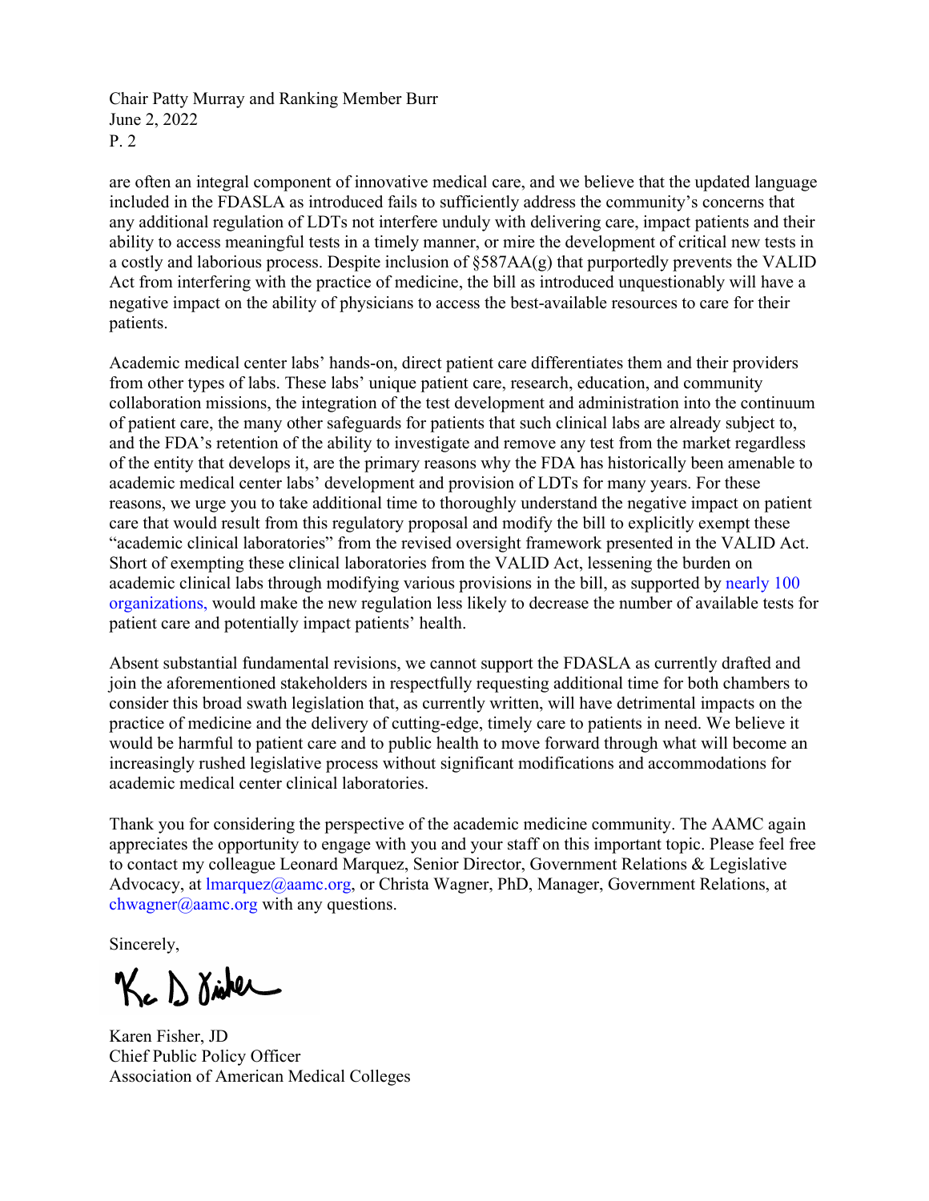are often an integral component of innovative medical care, and we believe that the updated language included in the FDASLA as introduced fails to sufficiently address the community's concerns that any additional regulation of LDTs not interfere unduly with delivering care, impact patients and their ability to access meaningful tests in a timely manner, or mire the development of critical new tests in a costly and laborious process. Despite inclusion of §587AA(g) that purportedly prevents the VALID Act from interfering with the practice of medicine, the bill as introduced unquestionably will have a negative impact on the ability of physicians to access the best-available resources to care for their patients.

Academic medical center labs' hands-on, direct patient care differentiates them and their providers from other types of labs. These labs' unique patient care, research, education, and community collaboration missions, the integration of the test development and administration into the continuum of patient care, the many other safeguards for patients that such clinical labs are already subject to, and the FDA's retention of the ability to investigate and remove any test from the market regardless of the entity that develops it, are the primary reasons why the FDA has historically been amenable to academic medical center labs' development and provision of LDTs for many years. For these reasons, we urge you to take additional time to thoroughly understand the negative impact on patient care that would result from this regulatory proposal and modify the bill to explicitly exempt these "academic clinical laboratories" from the revised oversight framework presented in the VALID Act. Short of exempting these clinical laboratories from the VALID Act, lessening the burden on academic clinical labs through modifying various provisions in the bill, as supported by nearly 100 organizations, would make the new regulation less likely to decrease the number of available tests for patient care and potentially impact patients' health.

Absent substantial fundamental revisions, we cannot support the FDASLA as currently drafted and join the aforementioned stakeholders in respectfully requesting additional time for both chambers to consider this broad swath legislation that, as currently written, will have detrimental impacts on the practice of medicine and the delivery of cutting-edge, timely care to patients in need. We believe it would be harmful to patient care and to public health to move forward through what will become an increasingly rushed legislative process without significant modifications and accommodations for academic medical center clinical laboratories.

Thank you for considering the perspective of the academic medicine community. The AAMC again appreciates the opportunity to engage with you and your staff on this important topic. Please feel free to contact my colleague Leonard Marquez, Senior Director, Government Relations & Legislative Advocacy, at lmarquez@aamc.org, or Christa Wagner, PhD, Manager, Government Relations, at chwagner@aamc.org with any questions.

Sincerely,

Karen Fisher, JD  
Chief Public Policy Officer  
Association of American Medical Colleges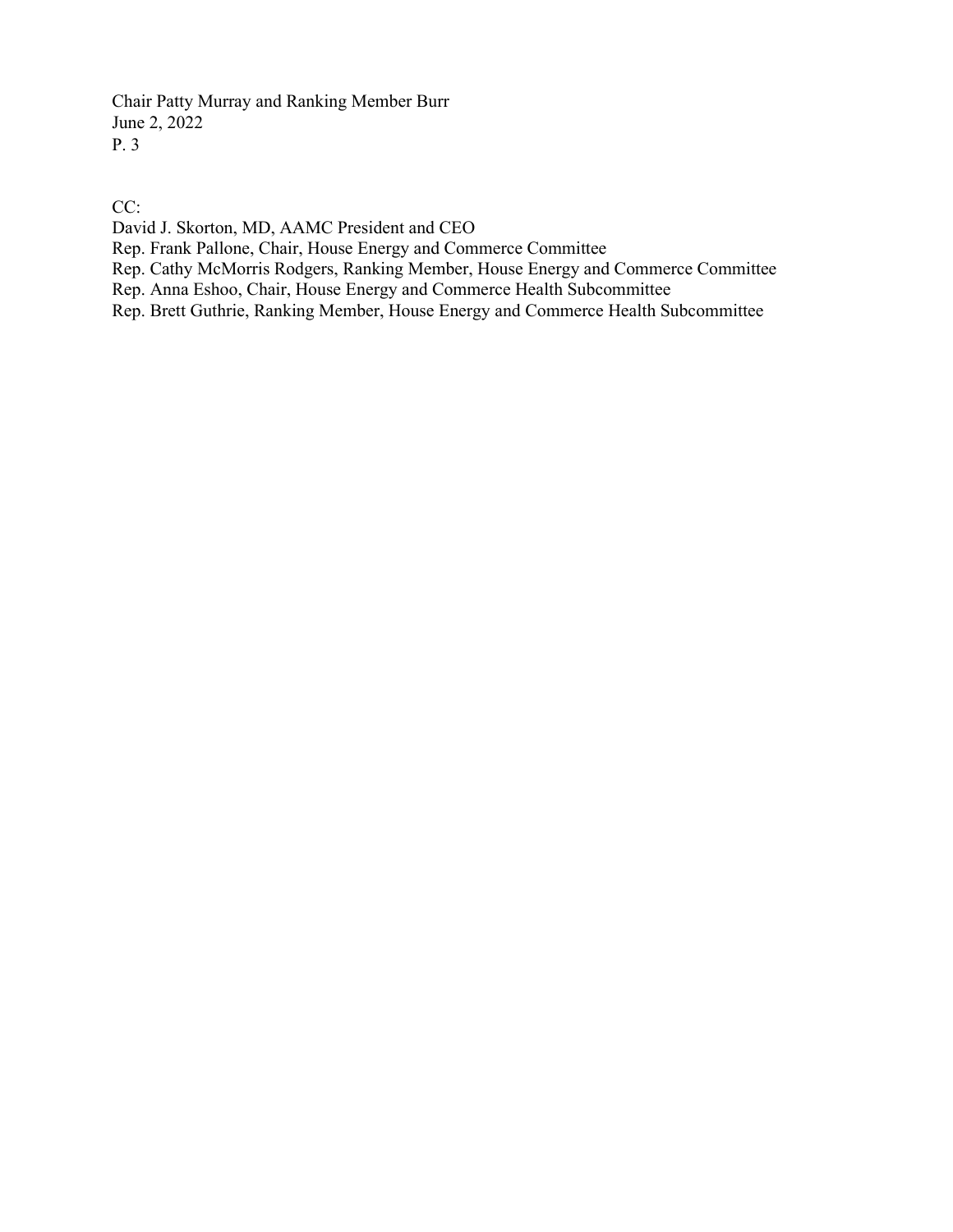CC:
David J. Skorton, MD, AAMC President and CEO
Rep. Frank Pallone, Chair, House Energy and Commerce Committee
Rep. Cathy McMorris Rodgers, Ranking Member, House Energy and Commerce Committee
Rep. Anna Eshoo, Chair, House Energy and Commerce Health Subcommittee
Rep. Brett Guthrie, Ranking Member, House Energy and Commerce Health Subcommittee